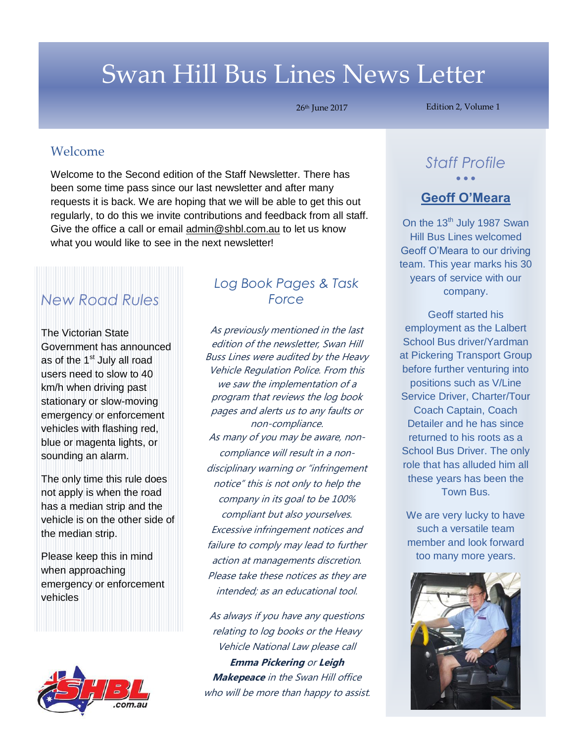# Swan Hill Bus Lines News Letter

26th June 2017 Edition 2, Volume 1

## Welcome

Welcome to the Second edition of the Staff Newsletter. There has been some time pass since our last newsletter and after many requests it is back. We are hoping that we will be able to get this out regularly, to do this we invite contributions and feedback from all staff. Give the office a call or email admin@shbl.com.au to let us know what you would like to see in the next newsletter!

## *New Road Rules*

The Victorian State Government has announced as of the 1st July all road users need to slow to 40 km/h when driving past stationary or slow-moving emergency or enforcement vehicles with flashing red, blue or magenta lights, or sounding an alarm.

The only time this rule does not apply is when the road has a median strip and the vehicle is on the other side of the median strip.

Please keep this in mind when approaching emergency or enforcement vehicles

## *Log Book Pages & Task Force*

*As previously mentioned in the last edition of the newsletter, Swan Hill Buss Lines were audited by the Heavy Vehicle Regulation Police. From this we saw the implementation of a program that reviews the log book pages and alerts us to any faults or non-compliance.*

*As many of you may be aware, non-compliance will result in a non-disciplinary warning or "infringement notice" this is not only to help the company in its goal to be 100% compliant but also yourselves. Excessive infringement notices and failure to comply may lead to further action at managements discretion. Please take these notices as they are intended; as an educational tool.*

*As always if you have any questions relating to log books or the Heavy Vehicle National Law please call* ***Emma Pickering*** *or* ***Leigh Makepeace*** *in the Swan Hill office who will be more than happy to assist.*

## *Staff Profile*

### Geoff O'Meara

On the 13th July 1987 Swan Hill Bus Lines welcomed Geoff O'Meara to our driving team. This year marks his 30 years of service with our company.

Geoff started his employment as the Lalbert School Bus driver/Yardman at Pickering Transport Group before further venturing into positions such as V/Line Service Driver, Charter/Tour Coach Captain, Coach Detailer and he has since returned to his roots as a School Bus Driver. The only role that has alluded him all these years has been the Town Bus.

We are very lucky to have such a versatile team member and look forward too many more years.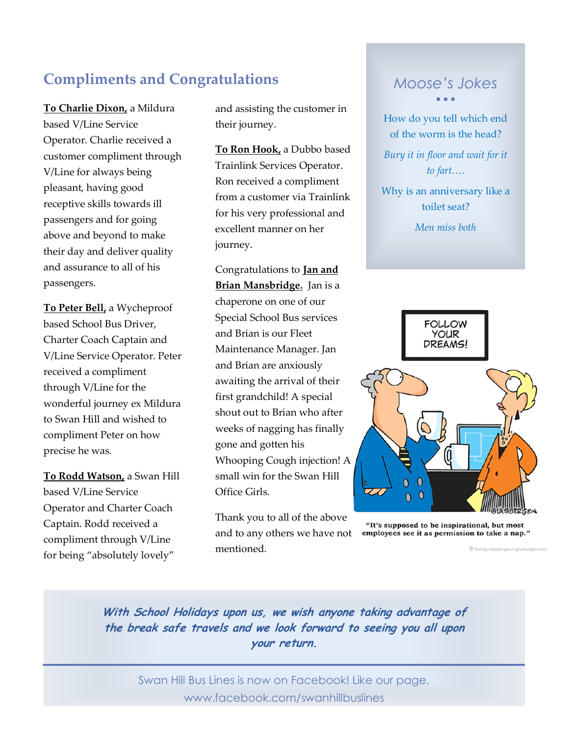## Compliments and Congratulations

**To Charlie Dixon,** a Mildura based V/Line Service Operator. Charlie received a customer compliment through V/Line for always being pleasant, having good receptive skills towards ill passengers and for going above and beyond to make their day and deliver quality and assurance to all of his passengers.

**To Peter Bell,** a Wycheproof based School Bus Driver, Charter Coach Captain and V/Line Service Operator. Peter received a compliment through V/Line for the wonderful journey ex Mildura to Swan Hill and wished to compliment Peter on how precise he was.

**To Rodd Watson,** a Swan Hill based V/Line Service Operator and Charter Coach Captain. Rodd received a compliment through V/Line for being "absolutely lovely" and assisting the customer in their journey.

**To Ron Hook,** a Dubbo based Trainlink Services Operator. Ron received a compliment from a customer via Trainlink for his very professional and excellent manner on her journey.

Congratulations to **Jan and Brian Mansbridge.** Jan is a chaperone on one of our Special School Bus services and Brian is our Fleet Maintenance Manager. Jan and Brian are anxiously awaiting the arrival of their first grandchild! A special shout out to Brian who after weeks of nagging has finally gone and gotten his Whooping Cough injection! A small win for the Swan Hill Office Girls.

Thank you to all of the above and to any others we have not mentioned.

### Moose's Jokes

How do you tell which end of the worm is the head?

*Bury it in floor and wait for it to fart….*

Why is an anniversary like a toilet seat?

*Men miss both*

FOLLOW YOUR DREAMS!

"It's supposed to be inspirational, but most employees see it as permission to take a nap."

© Randy Glasbergen / glasbergen.com

***With School Holidays upon us, we wish anyone taking advantage of the break safe travels and we look forward to seeing you all upon your return.***

Swan Hill Bus Lines is now on Facebook! Like our page.
www.facebook.com/swanhillbuslines